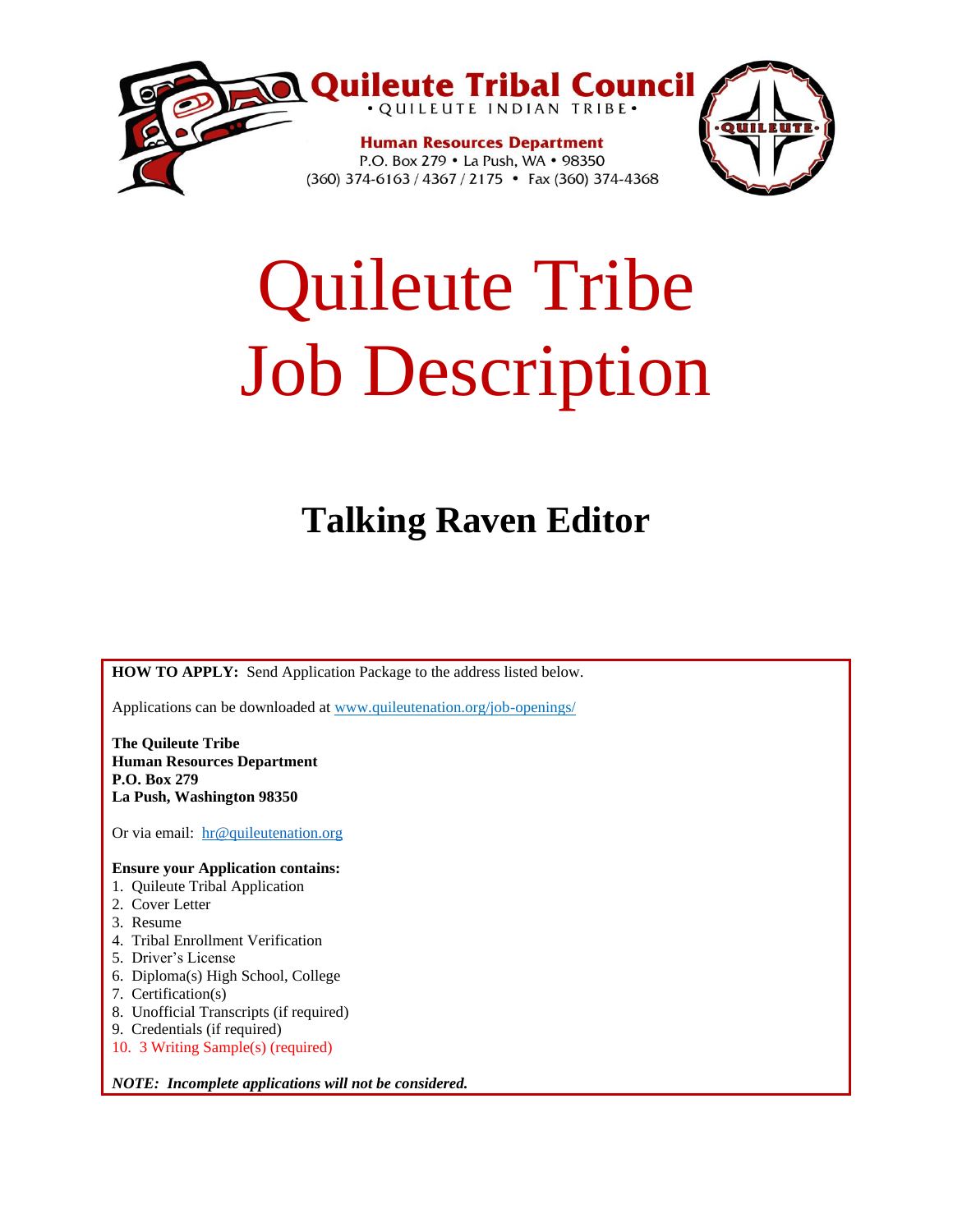**Quileute Tribal Council**
• QUILEUTE INDIAN TRIBE •

**Human Resources Department**
P.O. Box 279 • La Push, WA • 98350
(360) 374-6163 / 4367 / 2175 • Fax (360) 374-4368

# Quileute Tribe Job Description

## Talking Raven Editor

**HOW TO APPLY:** Send Application Package to the address listed below.

Applications can be downloaded at www.quileutenation.org/job-openings/

**The Quileute Tribe**
**Human Resources Department**
**P.O. Box 279**
**La Push, Washington 98350**

Or via email: hr@quileutenation.org

**Ensure your Application contains:**

1. Quileute Tribal Application
2. Cover Letter
3. Resume
4. Tribal Enrollment Verification
5. Driver's License
6. Diploma(s) High School, College
7. Certification(s)
8. Unofficial Transcripts (if required)
9. Credentials (if required)
10. 3 Writing Sample(s) (required)

***NOTE: Incomplete applications will not be considered.***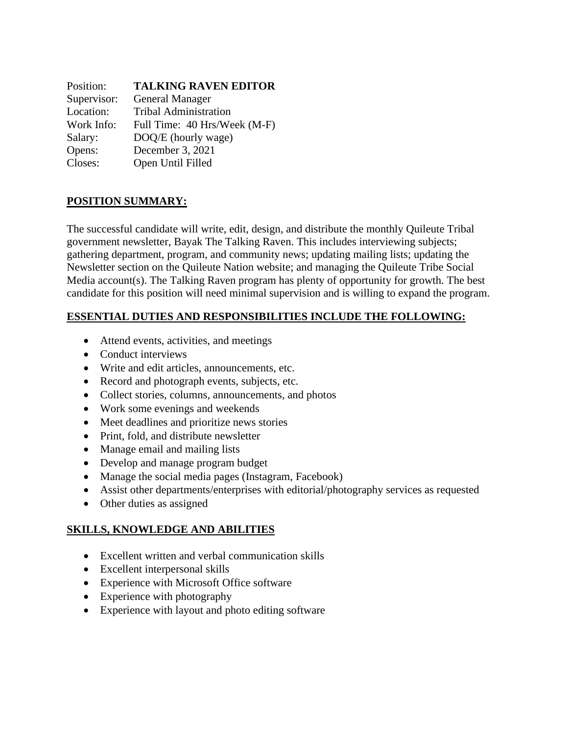Position: **TALKING RAVEN EDITOR**
Supervisor: General Manager
Location: Tribal Administration
Work Info: Full Time: 40 Hrs/Week (M-F)
Salary: DOQ/E (hourly wage)
Opens: December 3, 2021
Closes: Open Until Filled

## POSITION SUMMARY:

The successful candidate will write, edit, design, and distribute the monthly Quileute Tribal government newsletter, Bayak The Talking Raven. This includes interviewing subjects; gathering department, program, and community news; updating mailing lists; updating the Newsletter section on the Quileute Nation website; and managing the Quileute Tribe Social Media account(s). The Talking Raven program has plenty of opportunity for growth. The best candidate for this position will need minimal supervision and is willing to expand the program.

## ESSENTIAL DUTIES AND RESPONSIBILITIES INCLUDE THE FOLLOWING:

- Attend events, activities, and meetings
- Conduct interviews
- Write and edit articles, announcements, etc.
- Record and photograph events, subjects, etc.
- Collect stories, columns, announcements, and photos
- Work some evenings and weekends
- Meet deadlines and prioritize news stories
- Print, fold, and distribute newsletter
- Manage email and mailing lists
- Develop and manage program budget
- Manage the social media pages (Instagram, Facebook)
- Assist other departments/enterprises with editorial/photography services as requested
- Other duties as assigned

## SKILLS, KNOWLEDGE AND ABILITIES

- Excellent written and verbal communication skills
- Excellent interpersonal skills
- Experience with Microsoft Office software
- Experience with photography
- Experience with layout and photo editing software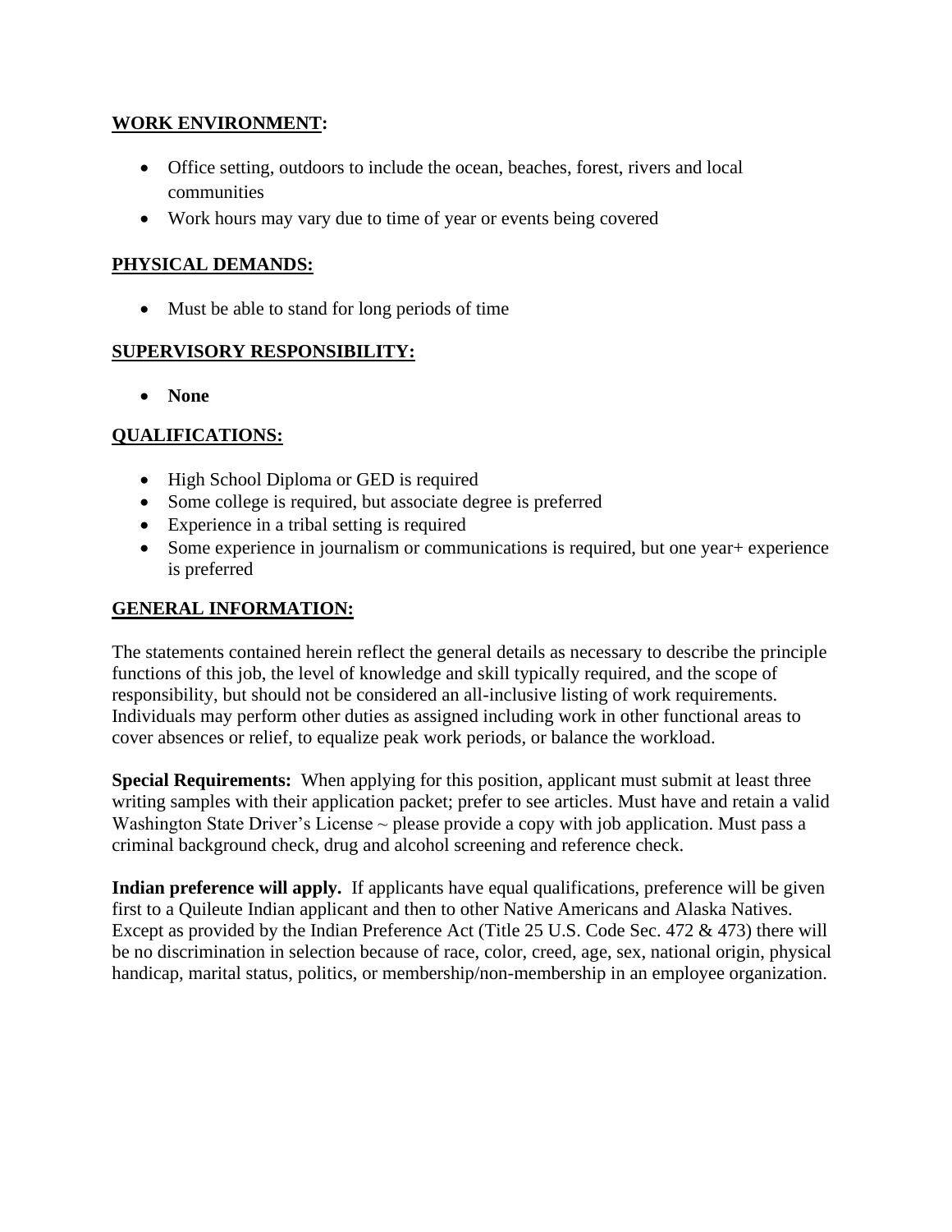**WORK ENVIRONMENT:**

- Office setting, outdoors to include the ocean, beaches, forest, rivers and local communities
- Work hours may vary due to time of year or events being covered

**PHYSICAL DEMANDS:**

- Must be able to stand for long periods of time

**SUPERVISORY RESPONSIBILITY:**

- **None**

**QUALIFICATIONS:**

- High School Diploma or GED is required
- Some college is required, but associate degree is preferred
- Experience in a tribal setting is required
- Some experience in journalism or communications is required, but one year+ experience is preferred

**GENERAL INFORMATION:**

The statements contained herein reflect the general details as necessary to describe the principle functions of this job, the level of knowledge and skill typically required, and the scope of responsibility, but should not be considered an all-inclusive listing of work requirements. Individuals may perform other duties as assigned including work in other functional areas to cover absences or relief, to equalize peak work periods, or balance the workload.

**Special Requirements:** When applying for this position, applicant must submit at least three writing samples with their application packet; prefer to see articles. Must have and retain a valid Washington State Driver's License ~ please provide a copy with job application. Must pass a criminal background check, drug and alcohol screening and reference check.

**Indian preference will apply.** If applicants have equal qualifications, preference will be given first to a Quileute Indian applicant and then to other Native Americans and Alaska Natives. Except as provided by the Indian Preference Act (Title 25 U.S. Code Sec. 472 & 473) there will be no discrimination in selection because of race, color, creed, age, sex, national origin, physical handicap, marital status, politics, or membership/non-membership in an employee organization.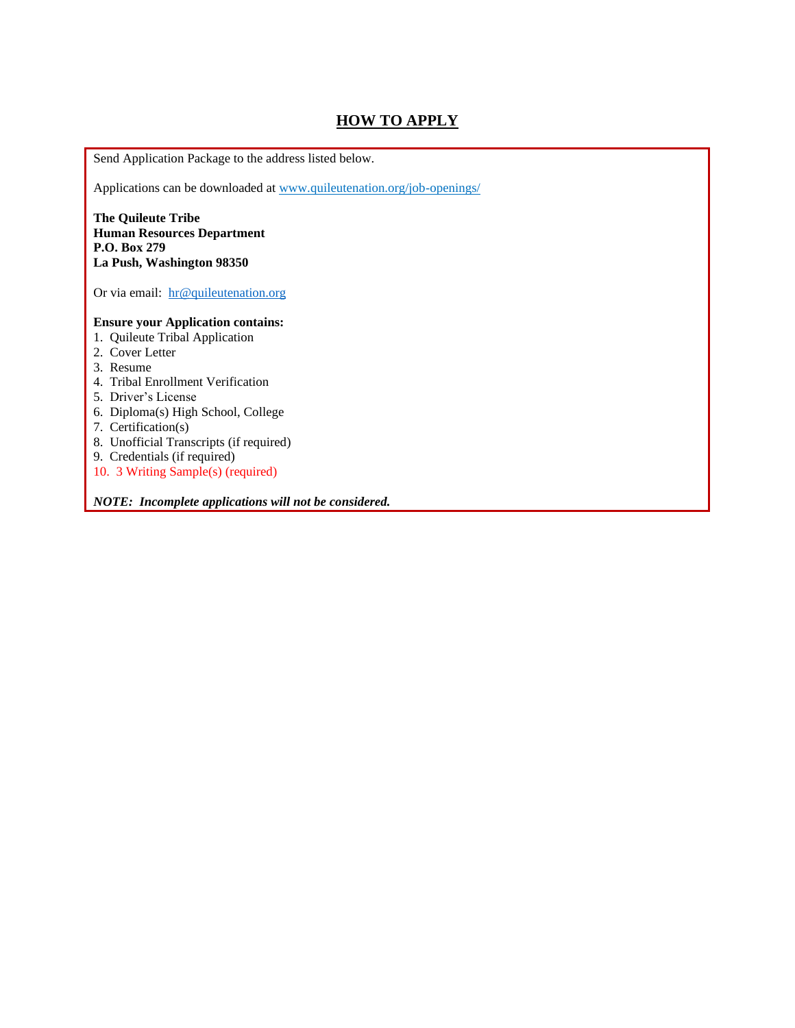## HOW TO APPLY

Send Application Package to the address listed below.

Applications can be downloaded at www.quileutenation.org/job-openings/

**The Quileute Tribe**
**Human Resources Department**
**P.O. Box 279**
**La Push, Washington 98350**

Or via email: hr@quileutenation.org

**Ensure your Application contains:**

1. Quileute Tribal Application
2. Cover Letter
3. Resume
4. Tribal Enrollment Verification
5. Driver's License
6. Diploma(s) High School, College
7. Certification(s)
8. Unofficial Transcripts (if required)
9. Credentials (if required)
10. 3 Writing Sample(s) (required)

***NOTE: Incomplete applications will not be considered.***